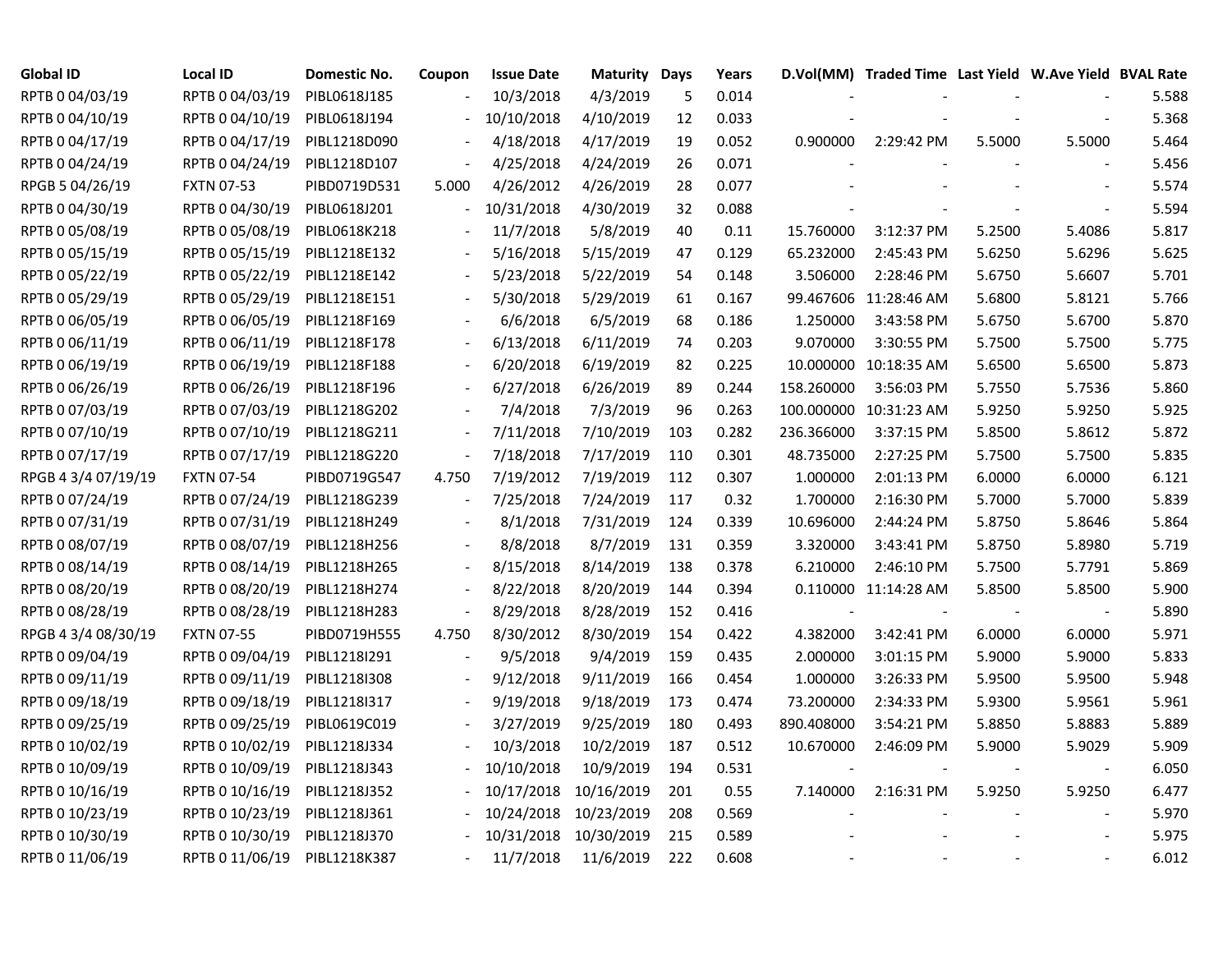| Global ID | Local ID | Domestic No. | Coupon | Issue Date | Maturity | Days | Years | D.Vol(MM) | Traded Time | Last Yield | W.Ave Yield | BVAL Rate |
|---|---|---|---|---|---|---|---|---|---|---|---|---|
| RPTB 0 04/03/19 | RPTB 0 04/03/19 | PIBL0618J185 | - | 10/3/2018 | 4/3/2019 | 5 | 0.014 | - | - | - | - | 5.588 |
| RPTB 0 04/10/19 | RPTB 0 04/10/19 | PIBL0618J194 | - | 10/10/2018 | 4/10/2019 | 12 | 0.033 | - | - | - | - | 5.368 |
| RPTB 0 04/17/19 | RPTB 0 04/17/19 | PIBL1218D090 | - | 4/18/2018 | 4/17/2019 | 19 | 0.052 | 0.900000 | 2:29:42 PM | 5.5000 | 5.5000 | 5.464 |
| RPTB 0 04/24/19 | RPTB 0 04/24/19 | PIBL1218D107 | - | 4/25/2018 | 4/24/2019 | 26 | 0.071 | - | - | - | - | 5.456 |
| RPGB 5 04/26/19 | FXTN 07-53 | PIBD0719D531 | 5.000 | 4/26/2012 | 4/26/2019 | 28 | 0.077 | - | - | - | - | 5.574 |
| RPTB 0 04/30/19 | RPTB 0 04/30/19 | PIBL0618J201 | - | 10/31/2018 | 4/30/2019 | 32 | 0.088 | - | - | - | - | 5.594 |
| RPTB 0 05/08/19 | RPTB 0 05/08/19 | PIBL0618K218 | - | 11/7/2018 | 5/8/2019 | 40 | 0.11 | 15.760000 | 3:12:37 PM | 5.2500 | 5.4086 | 5.817 |
| RPTB 0 05/15/19 | RPTB 0 05/15/19 | PIBL1218E132 | - | 5/16/2018 | 5/15/2019 | 47 | 0.129 | 65.232000 | 2:45:43 PM | 5.6250 | 5.6296 | 5.625 |
| RPTB 0 05/22/19 | RPTB 0 05/22/19 | PIBL1218E142 | - | 5/23/2018 | 5/22/2019 | 54 | 0.148 | 3.506000 | 2:28:46 PM | 5.6750 | 5.6607 | 5.701 |
| RPTB 0 05/29/19 | RPTB 0 05/29/19 | PIBL1218E151 | - | 5/30/2018 | 5/29/2019 | 61 | 0.167 | 99.467606 | 11:28:46 AM | 5.6800 | 5.8121 | 5.766 |
| RPTB 0 06/05/19 | RPTB 0 06/05/19 | PIBL1218F169 | - | 6/6/2018 | 6/5/2019 | 68 | 0.186 | 1.250000 | 3:43:58 PM | 5.6750 | 5.6700 | 5.870 |
| RPTB 0 06/11/19 | RPTB 0 06/11/19 | PIBL1218F178 | - | 6/13/2018 | 6/11/2019 | 74 | 0.203 | 9.070000 | 3:30:55 PM | 5.7500 | 5.7500 | 5.775 |
| RPTB 0 06/19/19 | RPTB 0 06/19/19 | PIBL1218F188 | - | 6/20/2018 | 6/19/2019 | 82 | 0.225 | 10.000000 | 10:18:35 AM | 5.6500 | 5.6500 | 5.873 |
| RPTB 0 06/26/19 | RPTB 0 06/26/19 | PIBL1218F196 | - | 6/27/2018 | 6/26/2019 | 89 | 0.244 | 158.260000 | 3:56:03 PM | 5.7550 | 5.7536 | 5.860 |
| RPTB 0 07/03/19 | RPTB 0 07/03/19 | PIBL1218G202 | - | 7/4/2018 | 7/3/2019 | 96 | 0.263 | 100.000000 | 10:31:23 AM | 5.9250 | 5.9250 | 5.925 |
| RPTB 0 07/10/19 | RPTB 0 07/10/19 | PIBL1218G211 | - | 7/11/2018 | 7/10/2019 | 103 | 0.282 | 236.366000 | 3:37:15 PM | 5.8500 | 5.8612 | 5.872 |
| RPTB 0 07/17/19 | RPTB 0 07/17/19 | PIBL1218G220 | - | 7/18/2018 | 7/17/2019 | 110 | 0.301 | 48.735000 | 2:27:25 PM | 5.7500 | 5.7500 | 5.835 |
| RPGB 4 3/4 07/19/19 | FXTN 07-54 | PIBD0719G547 | 4.750 | 7/19/2012 | 7/19/2019 | 112 | 0.307 | 1.000000 | 2:01:13 PM | 6.0000 | 6.0000 | 6.121 |
| RPTB 0 07/24/19 | RPTB 0 07/24/19 | PIBL1218G239 | - | 7/25/2018 | 7/24/2019 | 117 | 0.32 | 1.700000 | 2:16:30 PM | 5.7000 | 5.7000 | 5.839 |
| RPTB 0 07/31/19 | RPTB 0 07/31/19 | PIBL1218H249 | - | 8/1/2018 | 7/31/2019 | 124 | 0.339 | 10.696000 | 2:44:24 PM | 5.8750 | 5.8646 | 5.864 |
| RPTB 0 08/07/19 | RPTB 0 08/07/19 | PIBL1218H256 | - | 8/8/2018 | 8/7/2019 | 131 | 0.359 | 3.320000 | 3:43:41 PM | 5.8750 | 5.8980 | 5.719 |
| RPTB 0 08/14/19 | RPTB 0 08/14/19 | PIBL1218H265 | - | 8/15/2018 | 8/14/2019 | 138 | 0.378 | 6.210000 | 2:46:10 PM | 5.7500 | 5.7791 | 5.869 |
| RPTB 0 08/20/19 | RPTB 0 08/20/19 | PIBL1218H274 | - | 8/22/2018 | 8/20/2019 | 144 | 0.394 | 0.110000 | 11:14:28 AM | 5.8500 | 5.8500 | 5.900 |
| RPTB 0 08/28/19 | RPTB 0 08/28/19 | PIBL1218H283 | - | 8/29/2018 | 8/28/2019 | 152 | 0.416 | - | - | - | - | 5.890 |
| RPGB 4 3/4 08/30/19 | FXTN 07-55 | PIBD0719H555 | 4.750 | 8/30/2012 | 8/30/2019 | 154 | 0.422 | 4.382000 | 3:42:41 PM | 6.0000 | 6.0000 | 5.971 |
| RPTB 0 09/04/19 | RPTB 0 09/04/19 | PIBL1218I291 | - | 9/5/2018 | 9/4/2019 | 159 | 0.435 | 2.000000 | 3:01:15 PM | 5.9000 | 5.9000 | 5.833 |
| RPTB 0 09/11/19 | RPTB 0 09/11/19 | PIBL1218I308 | - | 9/12/2018 | 9/11/2019 | 166 | 0.454 | 1.000000 | 3:26:33 PM | 5.9500 | 5.9500 | 5.948 |
| RPTB 0 09/18/19 | RPTB 0 09/18/19 | PIBL1218I317 | - | 9/19/2018 | 9/18/2019 | 173 | 0.474 | 73.200000 | 2:34:33 PM | 5.9300 | 5.9561 | 5.961 |
| RPTB 0 09/25/19 | RPTB 0 09/25/19 | PIBL0619C019 | - | 3/27/2019 | 9/25/2019 | 180 | 0.493 | 890.408000 | 3:54:21 PM | 5.8850 | 5.8883 | 5.889 |
| RPTB 0 10/02/19 | RPTB 0 10/02/19 | PIBL1218J334 | - | 10/3/2018 | 10/2/2019 | 187 | 0.512 | 10.670000 | 2:46:09 PM | 5.9000 | 5.9029 | 5.909 |
| RPTB 0 10/09/19 | RPTB 0 10/09/19 | PIBL1218J343 | - | 10/10/2018 | 10/9/2019 | 194 | 0.531 | - | - | - | - | 6.050 |
| RPTB 0 10/16/19 | RPTB 0 10/16/19 | PIBL1218J352 | - | 10/17/2018 | 10/16/2019 | 201 | 0.55 | 7.140000 | 2:16:31 PM | 5.9250 | 5.9250 | 6.477 |
| RPTB 0 10/23/19 | RPTB 0 10/23/19 | PIBL1218J361 | - | 10/24/2018 | 10/23/2019 | 208 | 0.569 | - | - | - | - | 5.970 |
| RPTB 0 10/30/19 | RPTB 0 10/30/19 | PIBL1218J370 | - | 10/31/2018 | 10/30/2019 | 215 | 0.589 | - | - | - | - | 5.975 |
| RPTB 0 11/06/19 | RPTB 0 11/06/19 | PIBL1218K387 | - | 11/7/2018 | 11/6/2019 | 222 | 0.608 | - | - | - | - | 6.012 |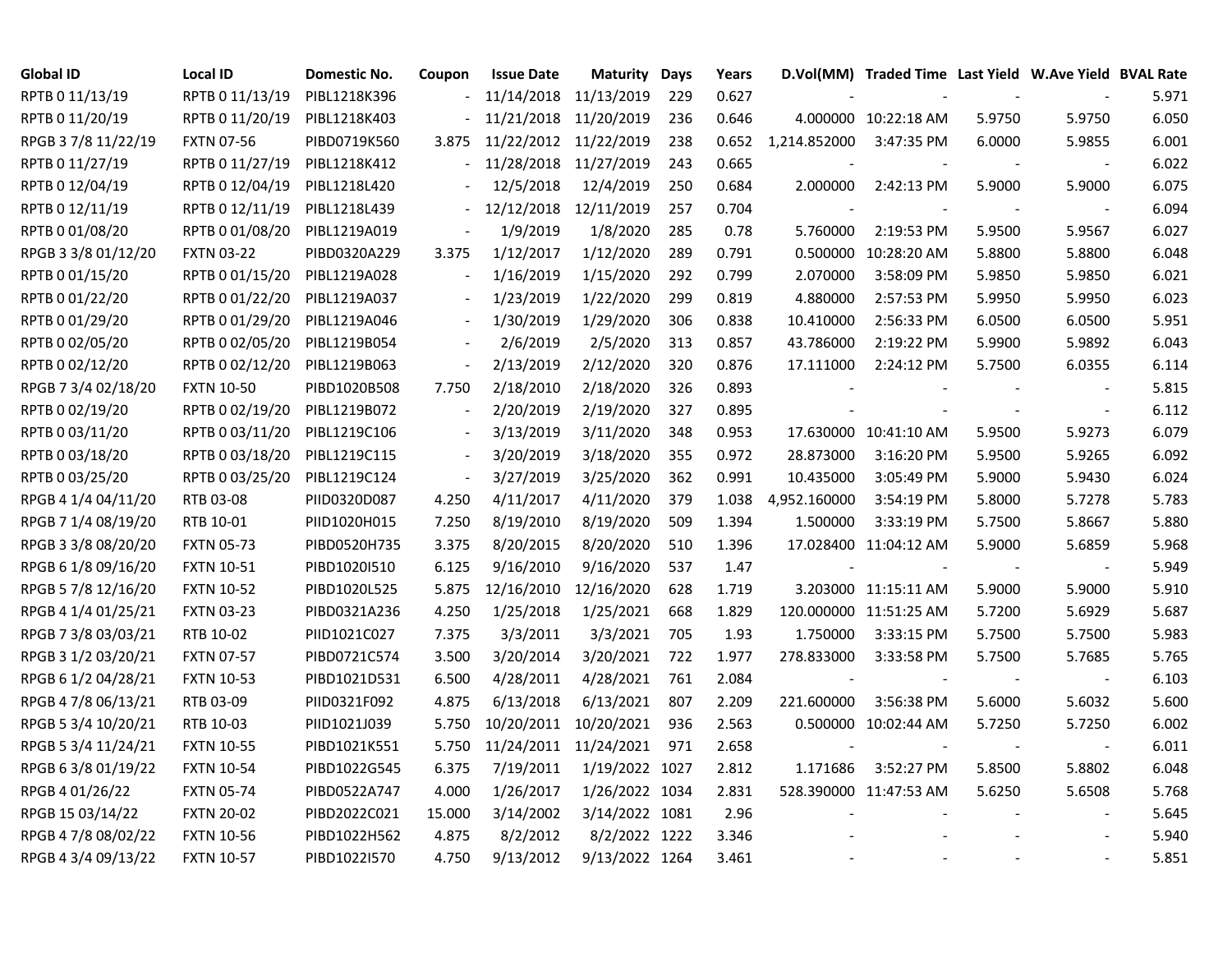| Global ID | Local ID | Domestic No. | Coupon | Issue Date | Maturity | Days | Years | D.Vol(MM) | Traded Time | Last Yield | W.Ave Yield | BVAL Rate |
|---|---|---|---|---|---|---|---|---|---|---|---|---|
| RPTB 0 11/13/19 | RPTB 0 11/13/19 | PIBL1218K396 | - | 11/14/2018 | 11/13/2019 | 229 | 0.627 | - | - | - | - | 5.971 |
| RPTB 0 11/20/19 | RPTB 0 11/20/19 | PIBL1218K403 | - | 11/21/2018 | 11/20/2019 | 236 | 0.646 | 4.000000 | 10:22:18 AM | 5.9750 | 5.9750 | 6.050 |
| RPGB 3 7/8 11/22/19 | FXTN 07-56 | PIBD0719K560 | 3.875 | 11/22/2012 | 11/22/2019 | 238 | 0.652 | 1,214.852000 | 3:47:35 PM | 6.0000 | 5.9855 | 6.001 |
| RPTB 0 11/27/19 | RPTB 0 11/27/19 | PIBL1218K412 | - | 11/28/2018 | 11/27/2019 | 243 | 0.665 | - | - | - | - | 6.022 |
| RPTB 0 12/04/19 | RPTB 0 12/04/19 | PIBL1218L420 | - | 12/5/2018 | 12/4/2019 | 250 | 0.684 | 2.000000 | 2:42:13 PM | 5.9000 | 5.9000 | 6.075 |
| RPTB 0 12/11/19 | RPTB 0 12/11/19 | PIBL1218L439 | - | 12/12/2018 | 12/11/2019 | 257 | 0.704 | - | - | - | - | 6.094 |
| RPTB 0 01/08/20 | RPTB 0 01/08/20 | PIBL1219A019 | - | 1/9/2019 | 1/8/2020 | 285 | 0.78 | 5.760000 | 2:19:53 PM | 5.9500 | 5.9567 | 6.027 |
| RPGB 3 3/8 01/12/20 | FXTN 03-22 | PIBD0320A229 | 3.375 | 1/12/2017 | 1/12/2020 | 289 | 0.791 | 0.500000 | 10:28:20 AM | 5.8800 | 5.8800 | 6.048 |
| RPTB 0 01/15/20 | RPTB 0 01/15/20 | PIBL1219A028 | - | 1/16/2019 | 1/15/2020 | 292 | 0.799 | 2.070000 | 3:58:09 PM | 5.9850 | 5.9850 | 6.021 |
| RPTB 0 01/22/20 | RPTB 0 01/22/20 | PIBL1219A037 | - | 1/23/2019 | 1/22/2020 | 299 | 0.819 | 4.880000 | 2:57:53 PM | 5.9950 | 5.9950 | 6.023 |
| RPTB 0 01/29/20 | RPTB 0 01/29/20 | PIBL1219A046 | - | 1/30/2019 | 1/29/2020 | 306 | 0.838 | 10.410000 | 2:56:33 PM | 6.0500 | 6.0500 | 5.951 |
| RPTB 0 02/05/20 | RPTB 0 02/05/20 | PIBL1219B054 | - | 2/6/2019 | 2/5/2020 | 313 | 0.857 | 43.786000 | 2:19:22 PM | 5.9900 | 5.9892 | 6.043 |
| RPTB 0 02/12/20 | RPTB 0 02/12/20 | PIBL1219B063 | - | 2/13/2019 | 2/12/2020 | 320 | 0.876 | 17.111000 | 2:24:12 PM | 5.7500 | 6.0355 | 6.114 |
| RPGB 7 3/4 02/18/20 | FXTN 10-50 | PIBD1020B508 | 7.750 | 2/18/2010 | 2/18/2020 | 326 | 0.893 | - | - | - | - | 5.815 |
| RPTB 0 02/19/20 | RPTB 0 02/19/20 | PIBL1219B072 | - | 2/20/2019 | 2/19/2020 | 327 | 0.895 | - | - | - | - | 6.112 |
| RPTB 0 03/11/20 | RPTB 0 03/11/20 | PIBL1219C106 | - | 3/13/2019 | 3/11/2020 | 348 | 0.953 | 17.630000 | 10:41:10 AM | 5.9500 | 5.9273 | 6.079 |
| RPTB 0 03/18/20 | RPTB 0 03/18/20 | PIBL1219C115 | - | 3/20/2019 | 3/18/2020 | 355 | 0.972 | 28.873000 | 3:16:20 PM | 5.9500 | 5.9265 | 6.092 |
| RPTB 0 03/25/20 | RPTB 0 03/25/20 | PIBL1219C124 | - | 3/27/2019 | 3/25/2020 | 362 | 0.991 | 10.435000 | 3:05:49 PM | 5.9000 | 5.9430 | 6.024 |
| RPGB 4 1/4 04/11/20 | RTB 03-08 | PIID0320D087 | 4.250 | 4/11/2017 | 4/11/2020 | 379 | 1.038 | 4,952.160000 | 3:54:19 PM | 5.8000 | 5.7278 | 5.783 |
| RPGB 7 1/4 08/19/20 | RTB 10-01 | PIID1020H015 | 7.250 | 8/19/2010 | 8/19/2020 | 509 | 1.394 | 1.500000 | 3:33:19 PM | 5.7500 | 5.8667 | 5.880 |
| RPGB 3 3/8 08/20/20 | FXTN 05-73 | PIBD0520H735 | 3.375 | 8/20/2015 | 8/20/2020 | 510 | 1.396 | 17.028400 | 11:04:12 AM | 5.9000 | 5.6859 | 5.968 |
| RPGB 6 1/8 09/16/20 | FXTN 10-51 | PIBD1020I510 | 6.125 | 9/16/2010 | 9/16/2020 | 537 | 1.47 | - | - | - | - | 5.949 |
| RPGB 5 7/8 12/16/20 | FXTN 10-52 | PIBD1020L525 | 5.875 | 12/16/2010 | 12/16/2020 | 628 | 1.719 | 3.203000 | 11:15:11 AM | 5.9000 | 5.9000 | 5.910 |
| RPGB 4 1/4 01/25/21 | FXTN 03-23 | PIBD0321A236 | 4.250 | 1/25/2018 | 1/25/2021 | 668 | 1.829 | 120.000000 | 11:51:25 AM | 5.7200 | 5.6929 | 5.687 |
| RPGB 7 3/8 03/03/21 | RTB 10-02 | PIID1021C027 | 7.375 | 3/3/2011 | 3/3/2021 | 705 | 1.93 | 1.750000 | 3:33:15 PM | 5.7500 | 5.7500 | 5.983 |
| RPGB 3 1/2 03/20/21 | FXTN 07-57 | PIBD0721C574 | 3.500 | 3/20/2014 | 3/20/2021 | 722 | 1.977 | 278.833000 | 3:33:58 PM | 5.7500 | 5.7685 | 5.765 |
| RPGB 6 1/2 04/28/21 | FXTN 10-53 | PIBD1021D531 | 6.500 | 4/28/2011 | 4/28/2021 | 761 | 2.084 | - | - | - | - | 6.103 |
| RPGB 4 7/8 06/13/21 | RTB 03-09 | PIID0321F092 | 4.875 | 6/13/2018 | 6/13/2021 | 807 | 2.209 | 221.600000 | 3:56:38 PM | 5.6000 | 5.6032 | 5.600 |
| RPGB 5 3/4 10/20/21 | RTB 10-03 | PIID1021J039 | 5.750 | 10/20/2011 | 10/20/2021 | 936 | 2.563 | 0.500000 | 10:02:44 AM | 5.7250 | 5.7250 | 6.002 |
| RPGB 5 3/4 11/24/21 | FXTN 10-55 | PIBD1021K551 | 5.750 | 11/24/2011 | 11/24/2021 | 971 | 2.658 | - | - | - | - | 6.011 |
| RPGB 6 3/8 01/19/22 | FXTN 10-54 | PIBD1022G545 | 6.375 | 7/19/2011 | 1/19/2022 | 1027 | 2.812 | 1.171686 | 3:52:27 PM | 5.8500 | 5.8802 | 6.048 |
| RPGB 4 01/26/22 | FXTN 05-74 | PIBD0522A747 | 4.000 | 1/26/2017 | 1/26/2022 | 1034 | 2.831 | 528.390000 | 11:47:53 AM | 5.6250 | 5.6508 | 5.768 |
| RPGB 15 03/14/22 | FXTN 20-02 | PIBD2022C021 | 15.000 | 3/14/2002 | 3/14/2022 | 1081 | 2.96 | - | - | - | - | 5.645 |
| RPGB 4 7/8 08/02/22 | FXTN 10-56 | PIBD1022H562 | 4.875 | 8/2/2012 | 8/2/2022 | 1222 | 3.346 | - | - | - | - | 5.940 |
| RPGB 4 3/4 09/13/22 | FXTN 10-57 | PIBD1022I570 | 4.750 | 9/13/2012 | 9/13/2022 | 1264 | 3.461 | - | - | - | - | 5.851 |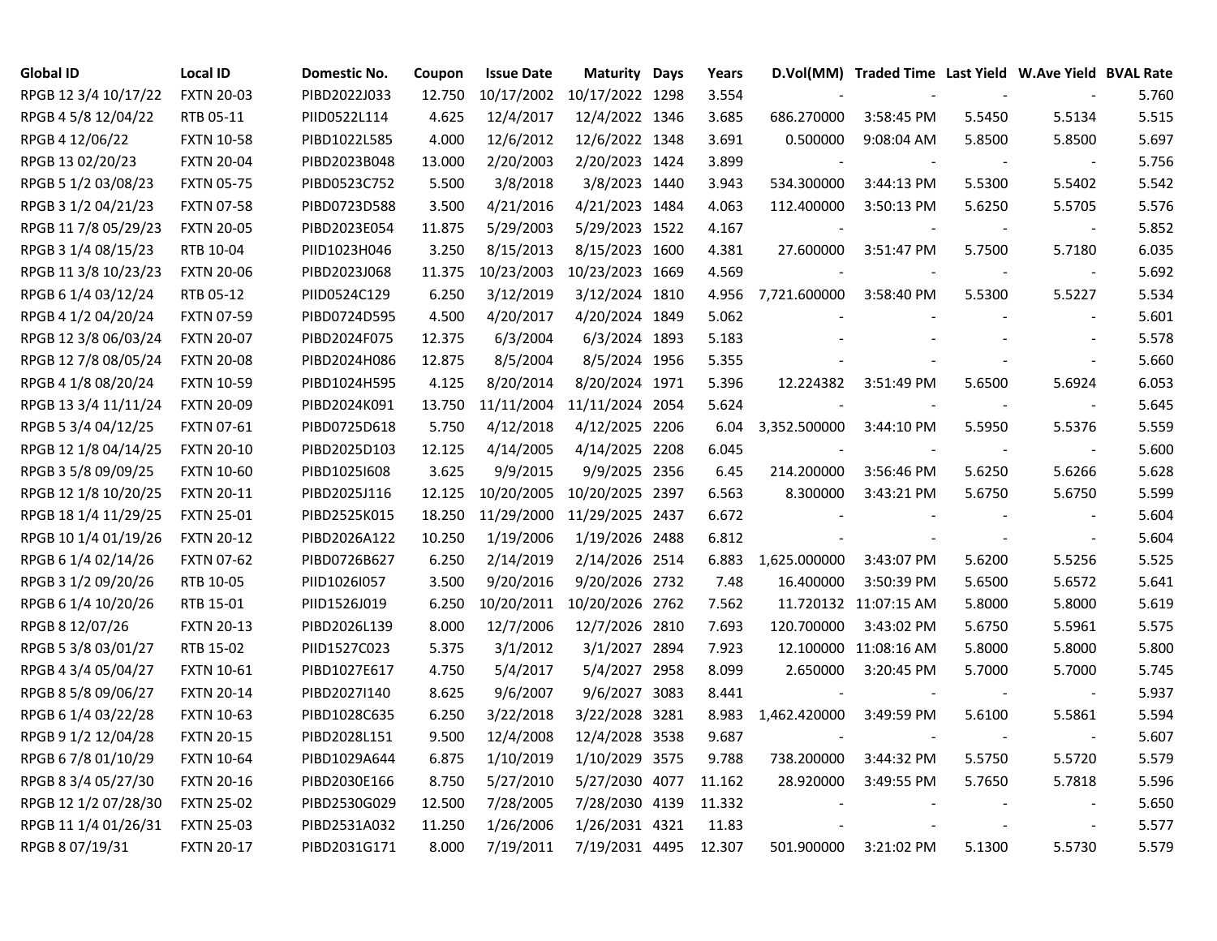| Global ID | Local ID | Domestic No. | Coupon | Issue Date | Maturity | Days | Years | D.Vol(MM) | Traded Time | Last Yield | W.Ave Yield | BVAL Rate |
|---|---|---|---|---|---|---|---|---|---|---|---|---|
| RPGB 12 3/4 10/17/22 | FXTN 20-03 | PIBD2022J033 | 12.750 | 10/17/2002 | 10/17/2022 | 1298 | 3.554 | - | - | - | - | 5.760 |
| RPGB 4 5/8 12/04/22 | RTB 05-11 | PIID0522L114 | 4.625 | 12/4/2017 | 12/4/2022 | 1346 | 3.685 | 686.270000 | 3:58:45 PM | 5.5450 | 5.5134 | 5.515 |
| RPGB 4 12/06/22 | FXTN 10-58 | PIBD1022L585 | 4.000 | 12/6/2012 | 12/6/2022 | 1348 | 3.691 | 0.500000 | 9:08:04 AM | 5.8500 | 5.8500 | 5.697 |
| RPGB 13 02/20/23 | FXTN 20-04 | PIBD2023B048 | 13.000 | 2/20/2003 | 2/20/2023 | 1424 | 3.899 | - | - | - | - | 5.756 |
| RPGB 5 1/2 03/08/23 | FXTN 05-75 | PIBD0523C752 | 5.500 | 3/8/2018 | 3/8/2023 | 1440 | 3.943 | 534.300000 | 3:44:13 PM | 5.5300 | 5.5402 | 5.542 |
| RPGB 3 1/2 04/21/23 | FXTN 07-58 | PIBD0723D588 | 3.500 | 4/21/2016 | 4/21/2023 | 1484 | 4.063 | 112.400000 | 3:50:13 PM | 5.6250 | 5.5705 | 5.576 |
| RPGB 11 7/8 05/29/23 | FXTN 20-05 | PIBD2023E054 | 11.875 | 5/29/2003 | 5/29/2023 | 1522 | 4.167 | - | - | - | - | 5.852 |
| RPGB 3 1/4 08/15/23 | RTB 10-04 | PIID1023H046 | 3.250 | 8/15/2013 | 8/15/2023 | 1600 | 4.381 | 27.600000 | 3:51:47 PM | 5.7500 | 5.7180 | 6.035 |
| RPGB 11 3/8 10/23/23 | FXTN 20-06 | PIBD2023J068 | 11.375 | 10/23/2003 | 10/23/2023 | 1669 | 4.569 | - | - | - | - | 5.692 |
| RPGB 6 1/4 03/12/24 | RTB 05-12 | PIID0524C129 | 6.250 | 3/12/2019 | 3/12/2024 | 1810 | 4.956 | 7,721.600000 | 3:58:40 PM | 5.5300 | 5.5227 | 5.534 |
| RPGB 4 1/2 04/20/24 | FXTN 07-59 | PIBD0724D595 | 4.500 | 4/20/2017 | 4/20/2024 | 1849 | 5.062 | - | - | - | - | 5.601 |
| RPGB 12 3/8 06/03/24 | FXTN 20-07 | PIBD2024F075 | 12.375 | 6/3/2004 | 6/3/2024 | 1893 | 5.183 | - | - | - | - | 5.578 |
| RPGB 12 7/8 08/05/24 | FXTN 20-08 | PIBD2024H086 | 12.875 | 8/5/2004 | 8/5/2024 | 1956 | 5.355 | - | - | - | - | 5.660 |
| RPGB 4 1/8 08/20/24 | FXTN 10-59 | PIBD1024H595 | 4.125 | 8/20/2014 | 8/20/2024 | 1971 | 5.396 | 12.224382 | 3:51:49 PM | 5.6500 | 5.6924 | 6.053 |
| RPGB 13 3/4 11/11/24 | FXTN 20-09 | PIBD2024K091 | 13.750 | 11/11/2004 | 11/11/2024 | 2054 | 5.624 | - | - | - | - | 5.645 |
| RPGB 5 3/4 04/12/25 | FXTN 07-61 | PIBD0725D618 | 5.750 | 4/12/2018 | 4/12/2025 | 2206 | 6.04 | 3,352.500000 | 3:44:10 PM | 5.5950 | 5.5376 | 5.559 |
| RPGB 12 1/8 04/14/25 | FXTN 20-10 | PIBD2025D103 | 12.125 | 4/14/2005 | 4/14/2025 | 2208 | 6.045 | - | - | - | - | 5.600 |
| RPGB 3 5/8 09/09/25 | FXTN 10-60 | PIBD1025I608 | 3.625 | 9/9/2015 | 9/9/2025 | 2356 | 6.45 | 214.200000 | 3:56:46 PM | 5.6250 | 5.6266 | 5.628 |
| RPGB 12 1/8 10/20/25 | FXTN 20-11 | PIBD2025J116 | 12.125 | 10/20/2005 | 10/20/2025 | 2397 | 6.563 | 8.300000 | 3:43:21 PM | 5.6750 | 5.6750 | 5.599 |
| RPGB 18 1/4 11/29/25 | FXTN 25-01 | PIBD2525K015 | 18.250 | 11/29/2000 | 11/29/2025 | 2437 | 6.672 | - | - | - | - | 5.604 |
| RPGB 10 1/4 01/19/26 | FXTN 20-12 | PIBD2026A122 | 10.250 | 1/19/2006 | 1/19/2026 | 2488 | 6.812 | - | - | - | - | 5.604 |
| RPGB 6 1/4 02/14/26 | FXTN 07-62 | PIBD0726B627 | 6.250 | 2/14/2019 | 2/14/2026 | 2514 | 6.883 | 1,625.000000 | 3:43:07 PM | 5.6200 | 5.5256 | 5.525 |
| RPGB 3 1/2 09/20/26 | RTB 10-05 | PIID1026I057 | 3.500 | 9/20/2016 | 9/20/2026 | 2732 | 7.48 | 16.400000 | 3:50:39 PM | 5.6500 | 5.6572 | 5.641 |
| RPGB 6 1/4 10/20/26 | RTB 15-01 | PIID1526J019 | 6.250 | 10/20/2011 | 10/20/2026 | 2762 | 7.562 | 11.720132 | 11:07:15 AM | 5.8000 | 5.8000 | 5.619 |
| RPGB 8 12/07/26 | FXTN 20-13 | PIBD2026L139 | 8.000 | 12/7/2006 | 12/7/2026 | 2810 | 7.693 | 120.700000 | 3:43:02 PM | 5.6750 | 5.5961 | 5.575 |
| RPGB 5 3/8 03/01/27 | RTB 15-02 | PIID1527C023 | 5.375 | 3/1/2012 | 3/1/2027 | 2894 | 7.923 | 12.100000 | 11:08:16 AM | 5.8000 | 5.8000 | 5.800 |
| RPGB 4 3/4 05/04/27 | FXTN 10-61 | PIBD1027E617 | 4.750 | 5/4/2017 | 5/4/2027 | 2958 | 8.099 | 2.650000 | 3:20:45 PM | 5.7000 | 5.7000 | 5.745 |
| RPGB 8 5/8 09/06/27 | FXTN 20-14 | PIBD2027I140 | 8.625 | 9/6/2007 | 9/6/2027 | 3083 | 8.441 | - | - | - | - | 5.937 |
| RPGB 6 1/4 03/22/28 | FXTN 10-63 | PIBD1028C635 | 6.250 | 3/22/2018 | 3/22/2028 | 3281 | 8.983 | 1,462.420000 | 3:49:59 PM | 5.6100 | 5.5861 | 5.594 |
| RPGB 9 1/2 12/04/28 | FXTN 20-15 | PIBD2028L151 | 9.500 | 12/4/2008 | 12/4/2028 | 3538 | 9.687 | - | - | - | - | 5.607 |
| RPGB 6 7/8 01/10/29 | FXTN 10-64 | PIBD1029A644 | 6.875 | 1/10/2019 | 1/10/2029 | 3575 | 9.788 | 738.200000 | 3:44:32 PM | 5.5750 | 5.5720 | 5.579 |
| RPGB 8 3/4 05/27/30 | FXTN 20-16 | PIBD2030E166 | 8.750 | 5/27/2010 | 5/27/2030 | 4077 | 11.162 | 28.920000 | 3:49:55 PM | 5.7650 | 5.7818 | 5.596 |
| RPGB 12 1/2 07/28/30 | FXTN 25-02 | PIBD2530G029 | 12.500 | 7/28/2005 | 7/28/2030 | 4139 | 11.332 | - | - | - | - | 5.650 |
| RPGB 11 1/4 01/26/31 | FXTN 25-03 | PIBD2531A032 | 11.250 | 1/26/2006 | 1/26/2031 | 4321 | 11.83 | - | - | - | - | 5.577 |
| RPGB 8 07/19/31 | FXTN 20-17 | PIBD2031G171 | 8.000 | 7/19/2011 | 7/19/2031 | 4495 | 12.307 | 501.900000 | 3:21:02 PM | 5.1300 | 5.5730 | 5.579 |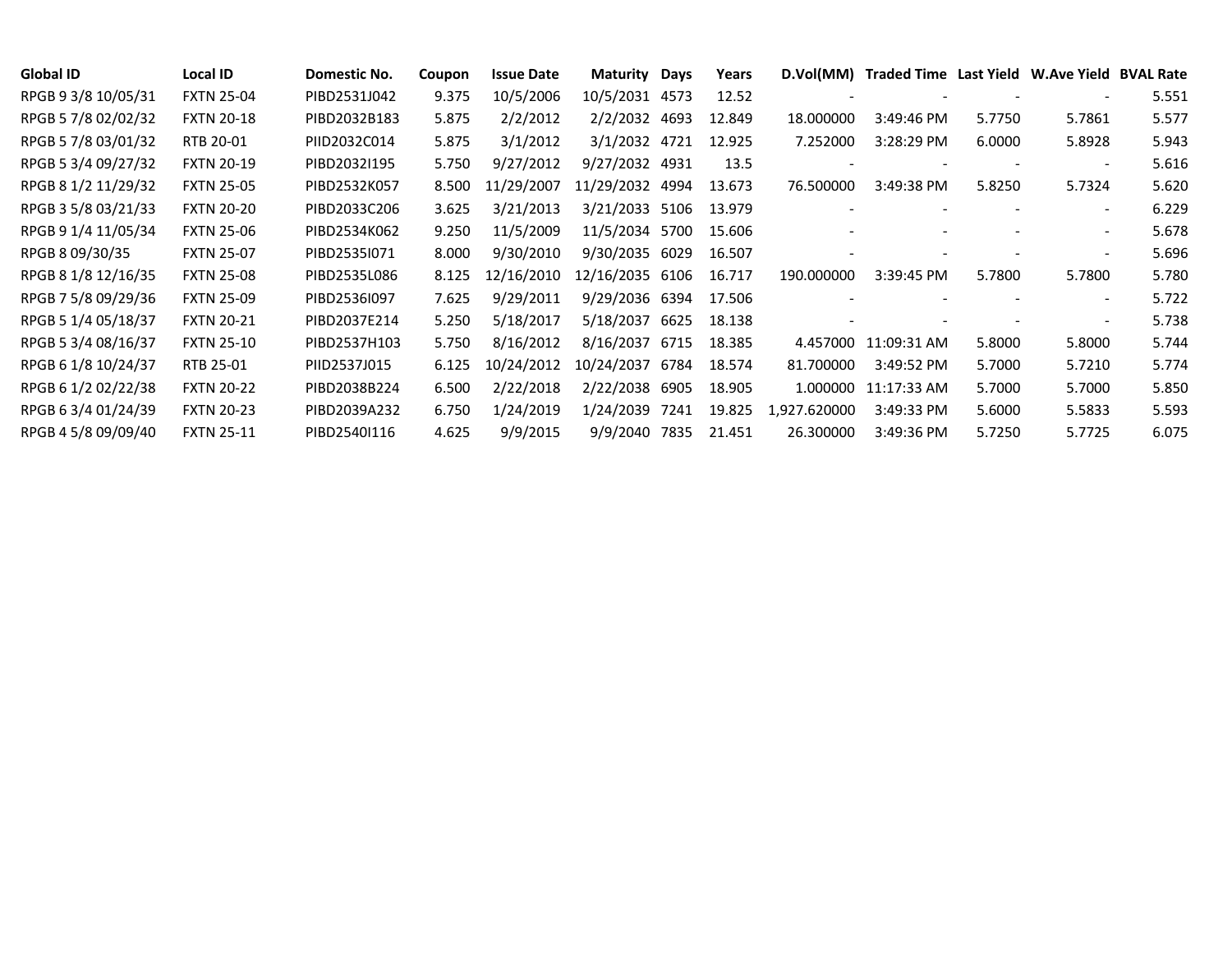| Global ID | Local ID | Domestic No. | Coupon | Issue Date | Maturity | Days | Years | D.Vol(MM) | Traded Time | Last Yield | W.Ave Yield | BVAL Rate |
|---|---|---|---|---|---|---|---|---|---|---|---|---|
| RPGB 9 3/8 10/05/31 | FXTN 25-04 | PIBD2531J042 | 9.375 | 10/5/2006 | 10/5/2031 | 4573 | 12.52 | - | - | - | - | 5.551 |
| RPGB 5 7/8 02/02/32 | FXTN 20-18 | PIBD2032B183 | 5.875 | 2/2/2012 | 2/2/2032 | 4693 | 12.849 | 18.000000 | 3:49:46 PM | 5.7750 | 5.7861 | 5.577 |
| RPGB 5 7/8 03/01/32 | RTB 20-01 | PIID2032C014 | 5.875 | 3/1/2012 | 3/1/2032 | 4721 | 12.925 | 7.252000 | 3:28:29 PM | 6.0000 | 5.8928 | 5.943 |
| RPGB 5 3/4 09/27/32 | FXTN 20-19 | PIBD2032I195 | 5.750 | 9/27/2012 | 9/27/2032 | 4931 | 13.5 | - | - | - | - | 5.616 |
| RPGB 8 1/2 11/29/32 | FXTN 25-05 | PIBD2532K057 | 8.500 | 11/29/2007 | 11/29/2032 | 4994 | 13.673 | 76.500000 | 3:49:38 PM | 5.8250 | 5.7324 | 5.620 |
| RPGB 3 5/8 03/21/33 | FXTN 20-20 | PIBD2033C206 | 3.625 | 3/21/2013 | 3/21/2033 | 5106 | 13.979 | - | - | - | - | 6.229 |
| RPGB 9 1/4 11/05/34 | FXTN 25-06 | PIBD2534K062 | 9.250 | 11/5/2009 | 11/5/2034 | 5700 | 15.606 | - | - | - | - | 5.678 |
| RPGB 8 09/30/35 | FXTN 25-07 | PIBD2535I071 | 8.000 | 9/30/2010 | 9/30/2035 | 6029 | 16.507 | - | - | - | - | 5.696 |
| RPGB 8 1/8 12/16/35 | FXTN 25-08 | PIBD2535L086 | 8.125 | 12/16/2010 | 12/16/2035 | 6106 | 16.717 | 190.000000 | 3:39:45 PM | 5.7800 | 5.7800 | 5.780 |
| RPGB 7 5/8 09/29/36 | FXTN 25-09 | PIBD2536I097 | 7.625 | 9/29/2011 | 9/29/2036 | 6394 | 17.506 | - | - | - | - | 5.722 |
| RPGB 5 1/4 05/18/37 | FXTN 20-21 | PIBD2037E214 | 5.250 | 5/18/2017 | 5/18/2037 | 6625 | 18.138 | - | - | - | - | 5.738 |
| RPGB 5 3/4 08/16/37 | FXTN 25-10 | PIBD2537H103 | 5.750 | 8/16/2012 | 8/16/2037 | 6715 | 18.385 | 4.457000 | 11:09:31 AM | 5.8000 | 5.8000 | 5.744 |
| RPGB 6 1/8 10/24/37 | RTB 25-01 | PIID2537J015 | 6.125 | 10/24/2012 | 10/24/2037 | 6784 | 18.574 | 81.700000 | 3:49:52 PM | 5.7000 | 5.7210 | 5.774 |
| RPGB 6 1/2 02/22/38 | FXTN 20-22 | PIBD2038B224 | 6.500 | 2/22/2018 | 2/22/2038 | 6905 | 18.905 | 1.000000 | 11:17:33 AM | 5.7000 | 5.7000 | 5.850 |
| RPGB 6 3/4 01/24/39 | FXTN 20-23 | PIBD2039A232 | 6.750 | 1/24/2019 | 1/24/2039 | 7241 | 19.825 | 1,927.620000 | 3:49:33 PM | 5.6000 | 5.5833 | 5.593 |
| RPGB 4 5/8 09/09/40 | FXTN 25-11 | PIBD2540I116 | 4.625 | 9/9/2015 | 9/9/2040 | 7835 | 21.451 | 26.300000 | 3:49:36 PM | 5.7250 | 5.7725 | 6.075 |